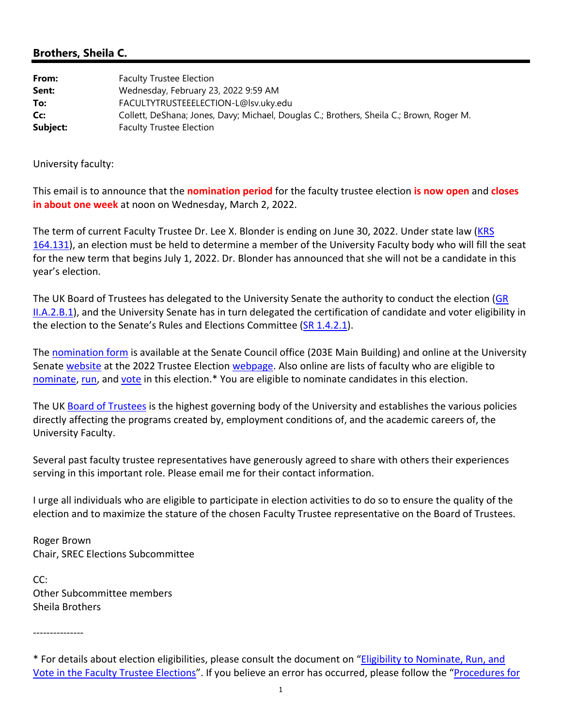## Brothers, Sheila C.

| | |
|---|---|
| **From:** | Faculty Trustee Election |
| **Sent:** | Wednesday, February 23, 2022 9:59 AM |
| **To:** | FACULTYTRUSTEEELECTION-L@lsv.uky.edu |
| **Cc:** | Collett, DeShana; Jones, Davy; Michael, Douglas C.; Brothers, Sheila C.; Brown, Roger M. |
| **Subject:** | Faculty Trustee Election |

University faculty:

This email is to announce that the **nomination period** for the faculty trustee election **is now open** and **closes in about one week** at noon on Wednesday, March 2, 2022.

The term of current Faculty Trustee Dr. Lee X. Blonder is ending on June 30, 2022. Under state law (KRS 164.131), an election must be held to determine a member of the University Faculty body who will fill the seat for the new term that begins July 1, 2022. Dr. Blonder has announced that she will not be a candidate in this year's election.

The UK Board of Trustees has delegated to the University Senate the authority to conduct the election (GR II.A.2.B.1), and the University Senate has in turn delegated the certification of candidate and voter eligibility in the election to the Senate's Rules and Elections Committee (SR 1.4.2.1).

The nomination form is available at the Senate Council office (203E Main Building) and online at the University Senate website at the 2022 Trustee Election webpage. Also online are lists of faculty who are eligible to nominate, run, and vote in this election.* You are eligible to nominate candidates in this election.

The UK Board of Trustees is the highest governing body of the University and establishes the various policies directly affecting the programs created by, employment conditions of, and the academic careers of, the University Faculty.

Several past faculty trustee representatives have generously agreed to share with others their experiences serving in this important role. Please email me for their contact information.

I urge all individuals who are eligible to participate in election activities to do so to ensure the quality of the election and to maximize the stature of the chosen Faculty Trustee representative on the Board of Trustees.

Roger Brown
Chair, SREC Elections Subcommittee

CC:
Other Subcommittee members
Sheila Brothers

---------------

* For details about election eligibilities, please consult the document on "Eligibility to Nominate, Run, and Vote in the Faculty Trustee Elections". If you believe an error has occurred, please follow the "Procedures for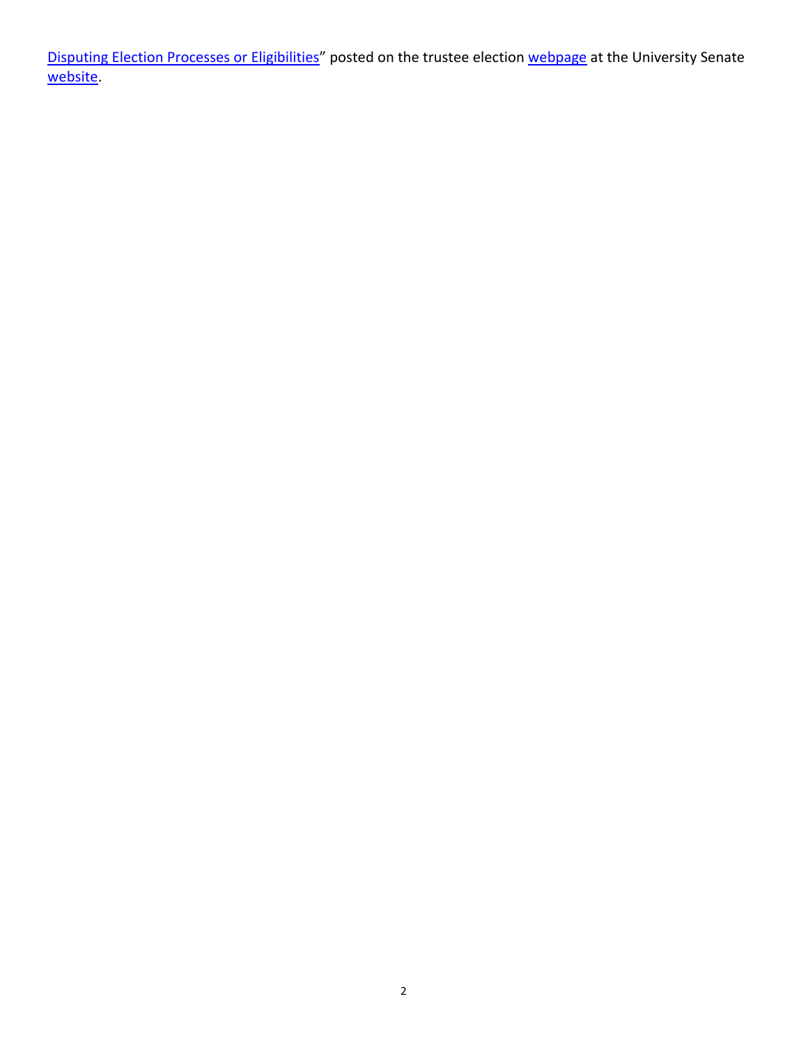Disputing Election Processes or Eligibilities" posted on the trustee election webpage at the University Senate website.